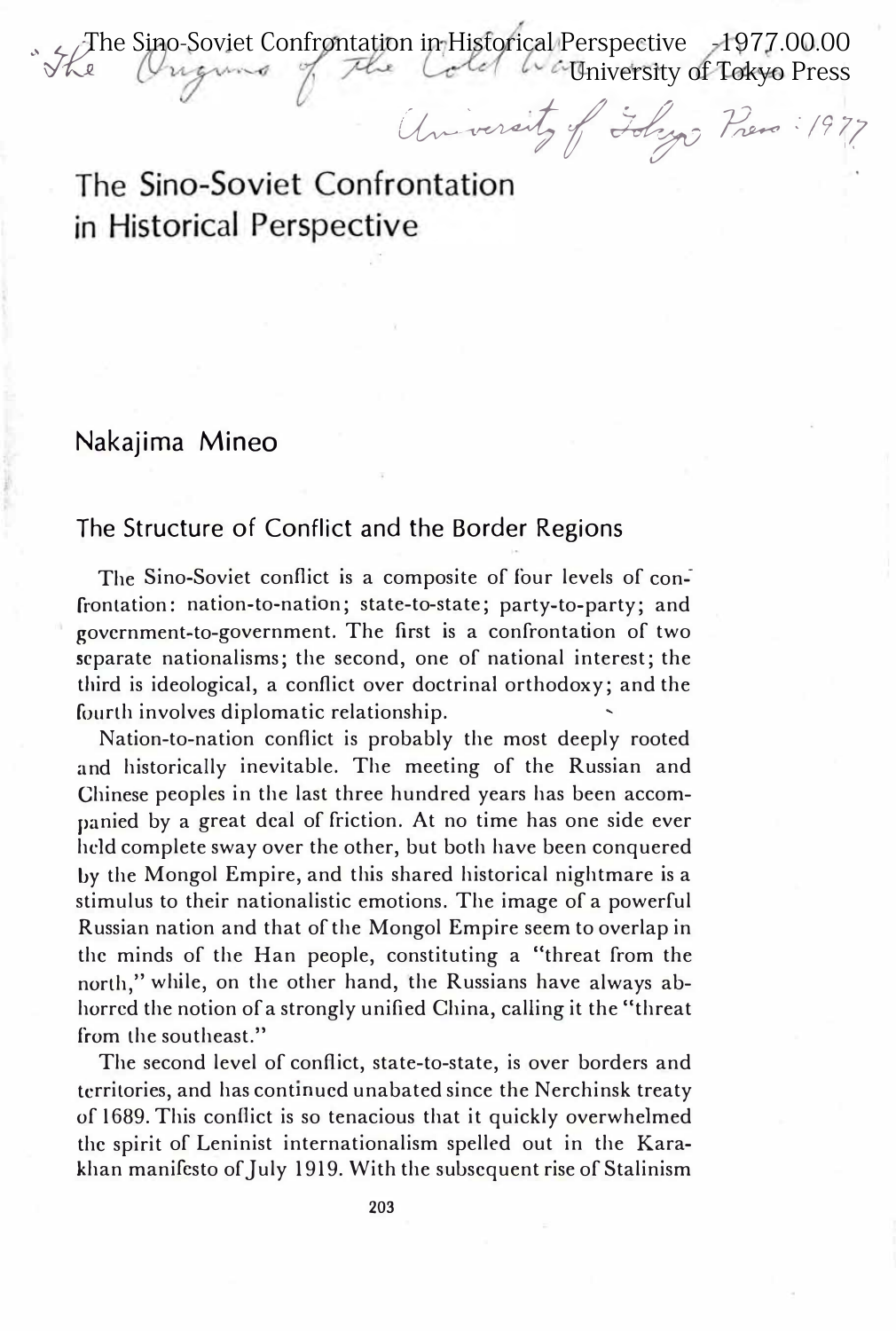# The Sino-Soviet Confrontation in Historical Perspective

Nakajima Mineo

## The Structure of Conflict and the Border Regions

The Sino-Soviet conflict is a composite of four levels of confrontation: nation-to-nation; state-to-state; party-to-party; and government-to-government. The first is a confrontation of two separate nationalisms; the second, one of national interest; the third is ideological, a conflict over doctrinal orthodoxy; and the fourth involves diplomatic relationship.

Nation-to-nation conflict is probably the most deeply rooted and historically inevitable. The meeting of the Russian and Chinese peoples in the last three hundred years has been accompanied by a great deal of friction. At no time has one side ever held complete sway over the other, but both have been conquered by the Mongol Empire, and this shared historical nightmare is a stimulus to their nationalistic emotions. The image of a powerful Russian nation and that of the Mongol Empire seem to overlap in the minds of the Han people, constituting a "threat from the north," while, on the other hand, the Russians have always abhorred the notion of a strongly unified China, calling it the "threat from the southeast."

The second level of conflict, state-to-state, is over borders and territories, and has continued unabated since the Nerchinsk treaty of 1689. This conflict is so tenacious that it quickly overwhelmed the spirit of Leninist internationalism spelled out in the Karakhan manifesto of July 1919. With the subsequent rise of Stalinism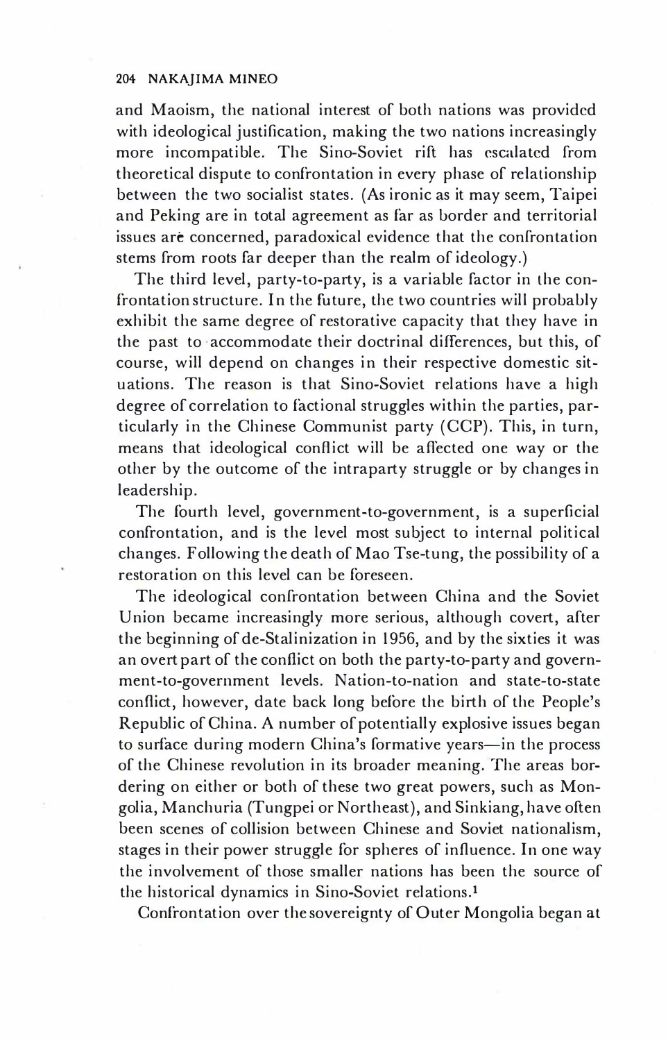and Maoism, the national interest of both nations was provided with ideological justification, making the two nations increasingly more incompatible. The Sino-Soviet rift has escalated from theoretical dispute to confrontation in every phase of relationship between the two socialist states. (As ironic as it may seem, Taipei and Peking are in total agreement as far as border and territorial issues are concerned, paradoxical evidence that the confrontation stems from roots far deeper than the realm of ideology.)

The third level, party-to-party, is a variable factor in the confrontation structure. In the future, the two countries will probably exhibit the same degree of restorative capacity that they have in the past to accommodate their doctrinal differences, but this, of course, will depend on changes in their respective domestic situations. The reason is that Sino-Soviet relations have a high degree of correlation to factional struggles within the parties, particularly in the Chinese Communist party (CCP). This, in turn, means that ideological conflict will be affected one way or the other by the outcome of the intraparty struggle or by changes in leadership.

The fourth level, government-to-government, is a superficial confrontation, and is the level most subject to internal political changes. Following the death of Mao Tse-tung, the possibility of a restoration on this level can be foreseen.

The ideological confrontation between China and the Soviet Union became increasingly more serious, although covert, after the beginning of de-Stalinization in 1956, and by the sixties it was an overt part of the conflict on both the party-to-party and government-to-government levels. Nation-to-nation and state-to-state conflict, however, date back long before the birth of the People's Republic of China. A number of potentially explosive issues began to surface during modern China's formative years—in the process of the Chinese revolution in its broader meaning. The areas bordering on either or both of these two great powers, such as Mongolia, Manchuria (Tungpei or Northeast), and Sinkiang, have often been scenes of collision between Chinese and Soviet nationalism, stages in their power struggle for spheres of influence. In one way the involvement of those smaller nations has been the source of the historical dynamics in Sino-Soviet relations.[1]

Confrontation over the sovereignty of Outer Mongolia began at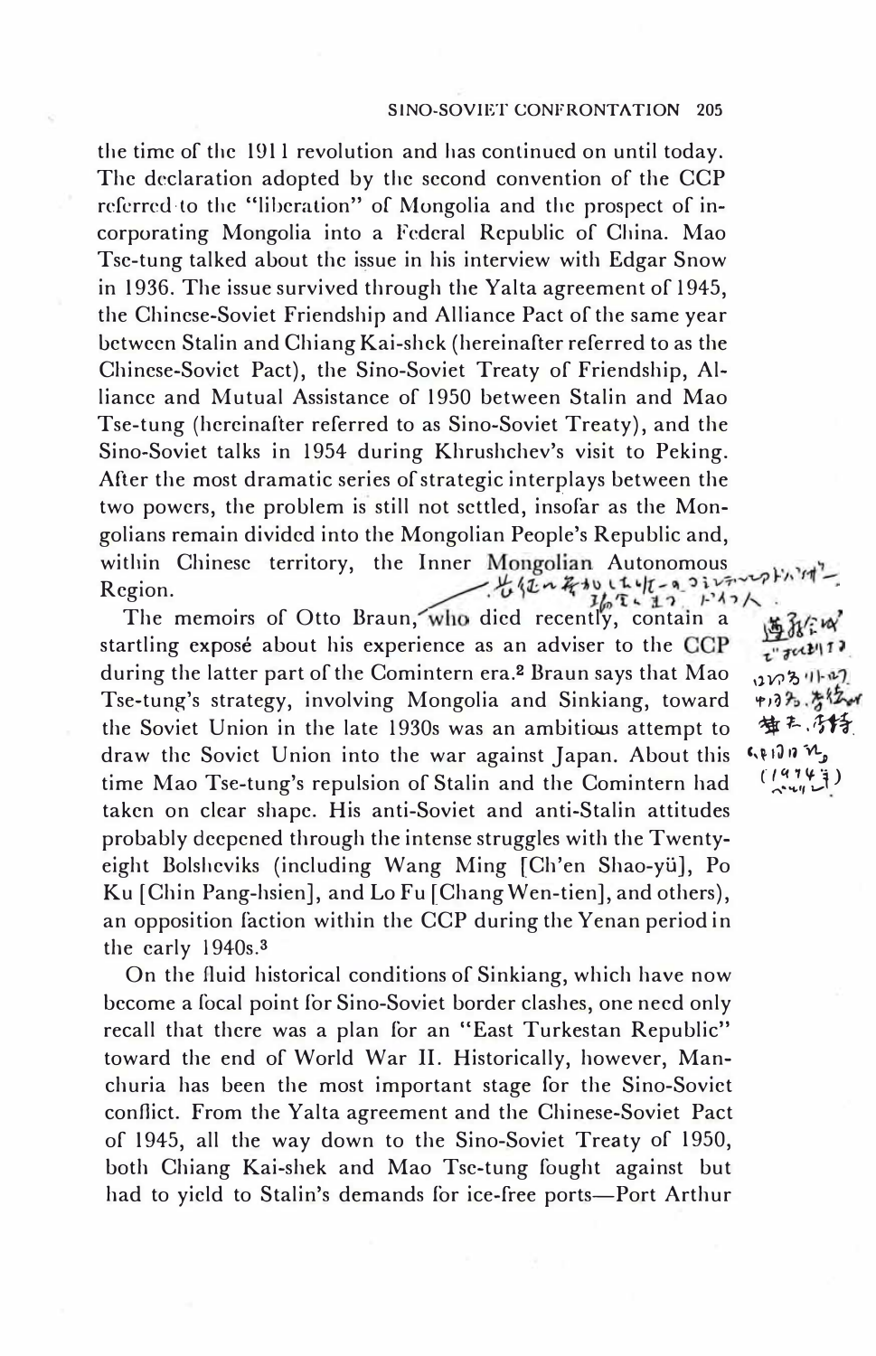the time of the 1911 revolution and has continued on until today. The declaration adopted by the second convention of the CCP referred to the "liberation" of Mongolia and the prospect of incorporating Mongolia into a Federal Republic of China. Mao Tse-tung talked about the issue in his interview with Edgar Snow in 1936. The issue survived through the Yalta agreement of 1945, the Chinese-Soviet Friendship and Alliance Pact of the same year between Stalin and Chiang Kai-shek (hereinafter referred to as the Chinese-Soviet Pact), the Sino-Soviet Treaty of Friendship, Alliance and Mutual Assistance of 1950 between Stalin and Mao Tse-tung (hereinafter referred to as Sino-Soviet Treaty), and the Sino-Soviet talks in 1954 during Khrushchev's visit to Peking. After the most dramatic series of strategic interplays between the two powers, the problem is still not settled, insofar as the Mongolians remain divided into the Mongolian People's Republic and, within Chinese territory, the Inner Mongolian Autonomous Region.

The memoirs of Otto Braun, who died recently, contain a startling exposé about his experience as an adviser to the CCP during the latter part of the Comintern era.[2] Braun says that Mao Tse-tung's strategy, involving Mongolia and Sinkiang, toward the Soviet Union in the late 1930s was an ambitious attempt to draw the Soviet Union into the war against Japan. About this time Mao Tse-tung's repulsion of Stalin and the Comintern had taken on clear shape. His anti-Soviet and anti-Stalin attitudes probably deepened through the intense struggles with the Twenty-eight Bolsheviks (including Wang Ming [Ch'en Shao-yü], Po Ku [Chin Pang-hsien], and Lo Fu [Chang Wen-tien], and others), an opposition faction within the CCP during the Yenan period in the early 1940s.[3]

On the fluid historical conditions of Sinkiang, which have now become a focal point for Sino-Soviet border clashes, one need only recall that there was a plan for an "East Turkestan Republic" toward the end of World War II. Historically, however, Manchuria has been the most important stage for the Sino-Soviet conflict. From the Yalta agreement and the Chinese-Soviet Pact of 1945, all the way down to the Sino-Soviet Treaty of 1950, both Chiang Kai-shek and Mao Tse-tung fought against but had to yield to Stalin's demands for ice-free ports—Port Arthur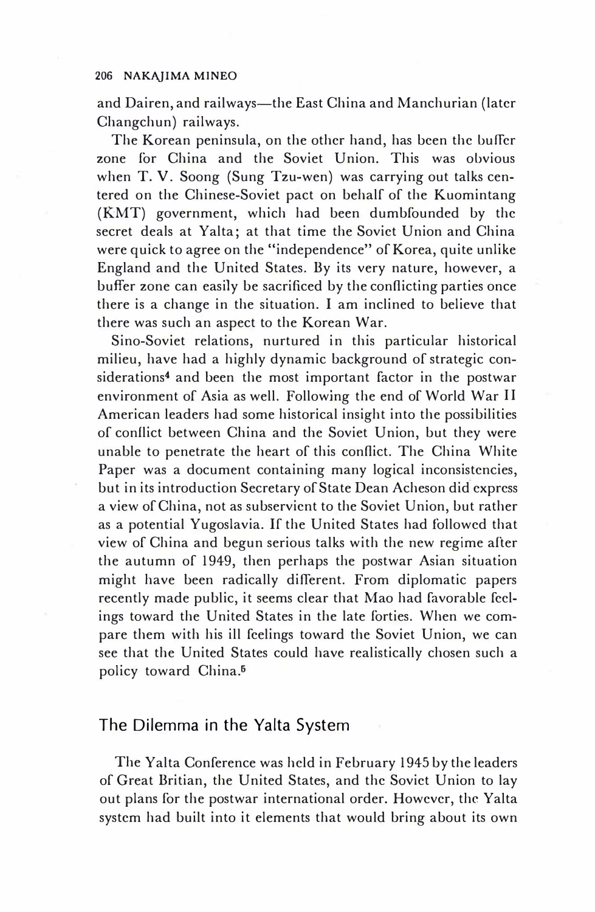and Dairen, and railways—the East China and Manchurian (later Changchun) railways.

The Korean peninsula, on the other hand, has been the buffer zone for China and the Soviet Union. This was obvious when T. V. Soong (Sung Tzu-wen) was carrying out talks centered on the Chinese-Soviet pact on behalf of the Kuomintang (KMT) government, which had been dumbfounded by the secret deals at Yalta; at that time the Soviet Union and China were quick to agree on the "independence" of Korea, quite unlike England and the United States. By its very nature, however, a buffer zone can easily be sacrificed by the conflicting parties once there is a change in the situation. I am inclined to believe that there was such an aspect to the Korean War.

Sino-Soviet relations, nurtured in this particular historical milieu, have had a highly dynamic background of strategic considerations[4] and been the most important factor in the postwar environment of Asia as well. Following the end of World War II American leaders had some historical insight into the possibilities of conflict between China and the Soviet Union, but they were unable to penetrate the heart of this conflict. The China White Paper was a document containing many logical inconsistencies, but in its introduction Secretary of State Dean Acheson did express a view of China, not as subservient to the Soviet Union, but rather as a potential Yugoslavia. If the United States had followed that view of China and begun serious talks with the new regime after the autumn of 1949, then perhaps the postwar Asian situation might have been radically different. From diplomatic papers recently made public, it seems clear that Mao had favorable feelings toward the United States in the late forties. When we compare them with his ill feelings toward the Soviet Union, we can see that the United States could have realistically chosen such a policy toward China.[5]

## The Dilemma in the Yalta System

The Yalta Conference was held in February 1945 by the leaders of Great Britian, the United States, and the Soviet Union to lay out plans for the postwar international order. However, the Yalta system had built into it elements that would bring about its own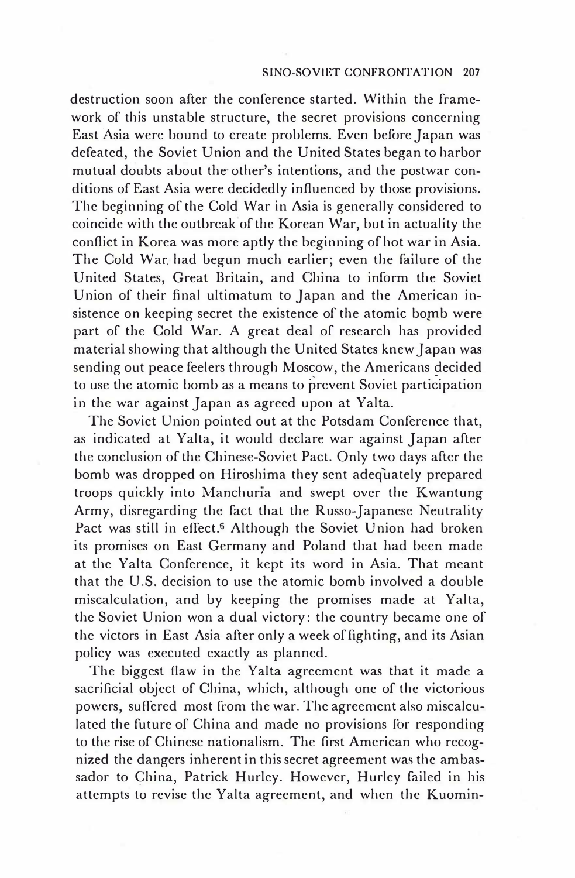destruction soon after the conference started. Within the framework of this unstable structure, the secret provisions concerning East Asia were bound to create problems. Even before Japan was defeated, the Soviet Union and the United States began to harbor mutual doubts about the other's intentions, and the postwar conditions of East Asia were decidedly influenced by those provisions. The beginning of the Cold War in Asia is generally considered to coincide with the outbreak of the Korean War, but in actuality the conflict in Korea was more aptly the beginning of hot war in Asia. The Cold War had begun much earlier; even the failure of the United States, Great Britain, and China to inform the Soviet Union of their final ultimatum to Japan and the American insistence on keeping secret the existence of the atomic bomb were part of the Cold War. A great deal of research has provided material showing that although the United States knew Japan was sending out peace feelers through Moscow, the Americans decided to use the atomic bomb as a means to prevent Soviet participation in the war against Japan as agreed upon at Yalta.

The Soviet Union pointed out at the Potsdam Conference that, as indicated at Yalta, it would declare war against Japan after the conclusion of the Chinese-Soviet Pact. Only two days after the bomb was dropped on Hiroshima they sent adequately prepared troops quickly into Manchuria and swept over the Kwantung Army, disregarding the fact that the Russo-Japanese Neutrality Pact was still in effect.[6] Although the Soviet Union had broken its promises on East Germany and Poland that had been made at the Yalta Conference, it kept its word in Asia. That meant that the U.S. decision to use the atomic bomb involved a double miscalculation, and by keeping the promises made at Yalta, the Soviet Union won a dual victory: the country became one of the victors in East Asia after only a week of fighting, and its Asian policy was executed exactly as planned.

The biggest flaw in the Yalta agreement was that it made a sacrificial object of China, which, although one of the victorious powers, suffered most from the war. The agreement also miscalculated the future of China and made no provisions for responding to the rise of Chinese nationalism. The first American who recognized the dangers inherent in this secret agreement was the ambassador to China, Patrick Hurley. However, Hurley failed in his attempts to revise the Yalta agreement, and when the Kuomin-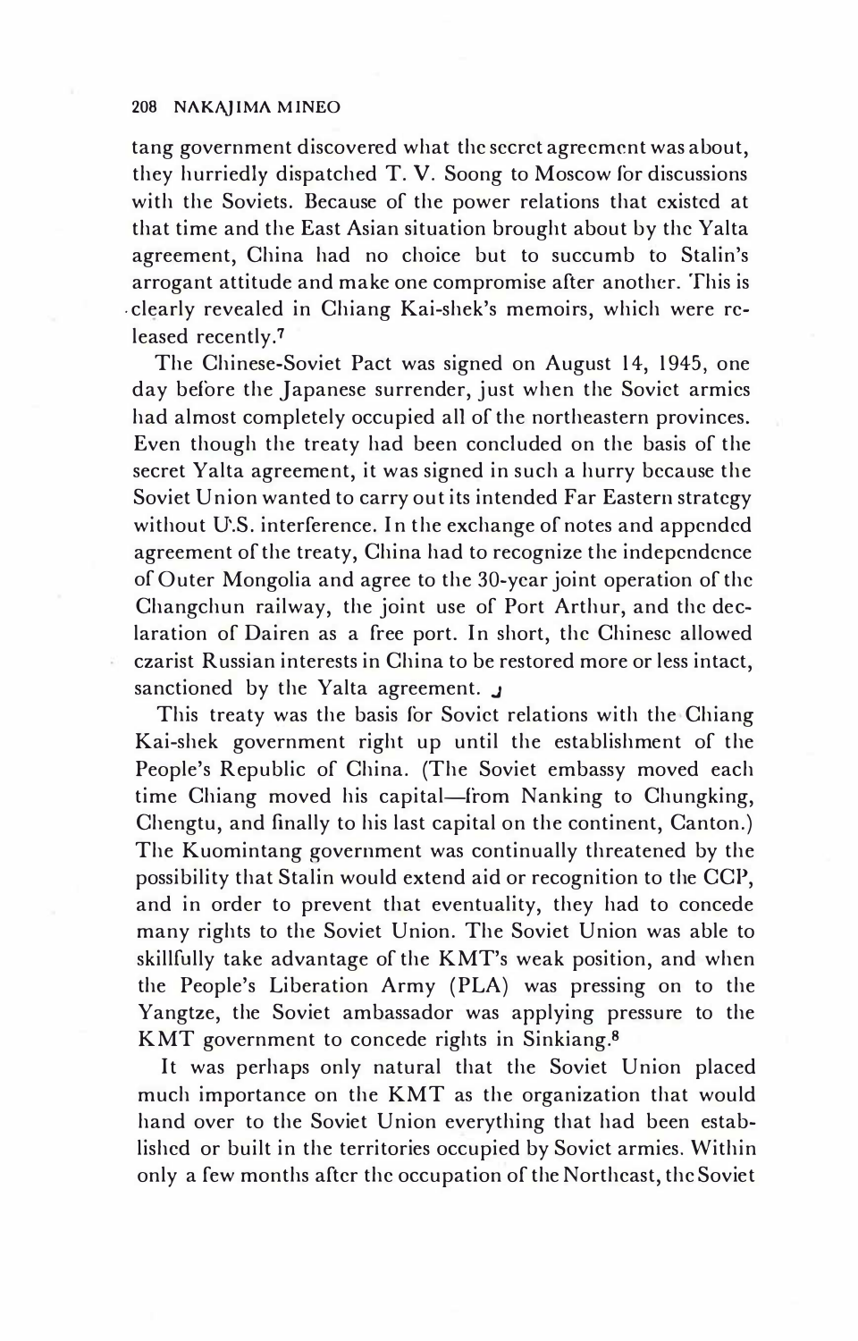tang government discovered what the secret agreement was about, they hurriedly dispatched T. V. Soong to Moscow for discussions with the Soviets. Because of the power relations that existed at that time and the East Asian situation brought about by the Yalta agreement, China had no choice but to succumb to Stalin's arrogant attitude and make one compromise after another. This is clearly revealed in Chiang Kai-shek's memoirs, which were released recently.[7]

The Chinese-Soviet Pact was signed on August 14, 1945, one day before the Japanese surrender, just when the Soviet armies had almost completely occupied all of the northeastern provinces. Even though the treaty had been concluded on the basis of the secret Yalta agreement, it was signed in such a hurry because the Soviet Union wanted to carry out its intended Far Eastern strategy without U.S. interference. In the exchange of notes and appended agreement of the treaty, China had to recognize the independence of Outer Mongolia and agree to the 30-year joint operation of the Changchun railway, the joint use of Port Arthur, and the declaration of Dairen as a free port. In short, the Chinese allowed czarist Russian interests in China to be restored more or less intact, sanctioned by the Yalta agreement.

This treaty was the basis for Soviet relations with the Chiang Kai-shek government right up until the establishment of the People's Republic of China. (The Soviet embassy moved each time Chiang moved his capital—from Nanking to Chungking, Chengtu, and finally to his last capital on the continent, Canton.) The Kuomintang government was continually threatened by the possibility that Stalin would extend aid or recognition to the CCP, and in order to prevent that eventuality, they had to concede many rights to the Soviet Union. The Soviet Union was able to skillfully take advantage of the KMT's weak position, and when the People's Liberation Army (PLA) was pressing on to the Yangtze, the Soviet ambassador was applying pressure to the KMT government to concede rights in Sinkiang.[8]

It was perhaps only natural that the Soviet Union placed much importance on the KMT as the organization that would hand over to the Soviet Union everything that had been established or built in the territories occupied by Soviet armies. Within only a few months after the occupation of the Northeast, the Soviet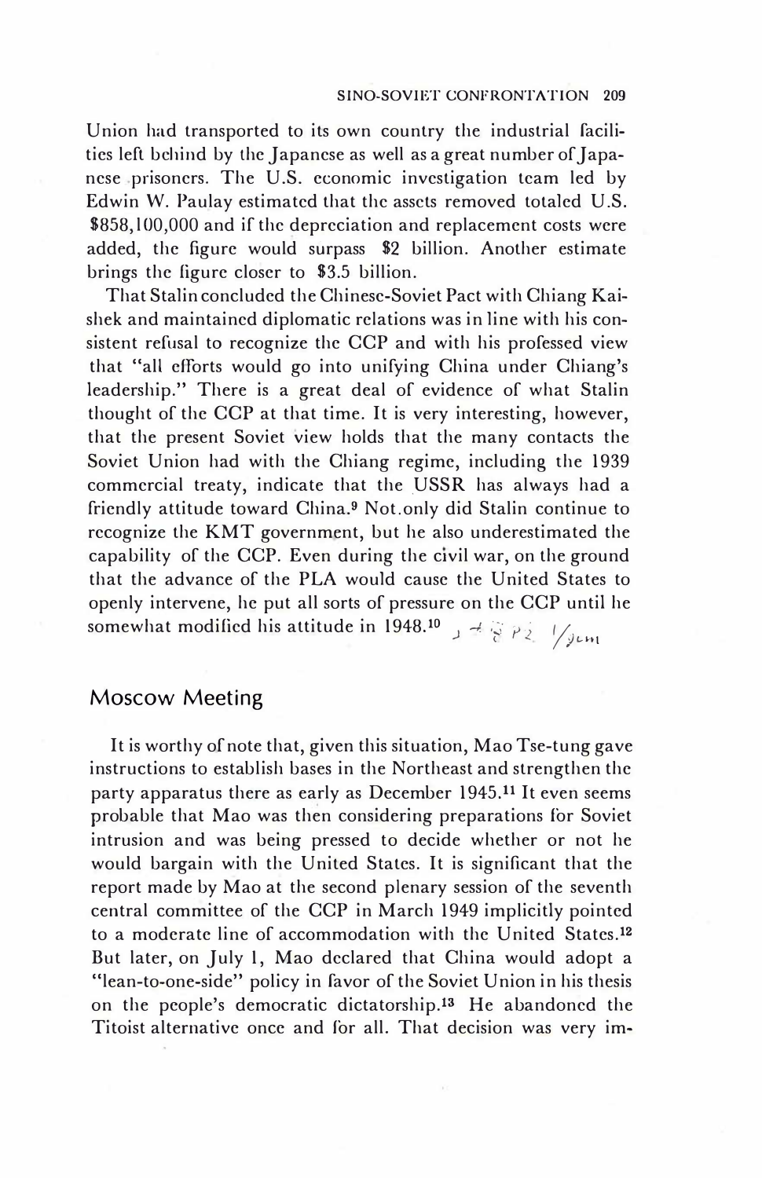Union had transported to its own country the industrial facilities left behind by the Japanese as well as a great number of Japanese prisoners. The U.S. economic investigation team led by Edwin W. Paulay estimated that the assets removed totaled U.S. $858,100,000 and if the depreciation and replacement costs were added, the figure would surpass $2 billion. Another estimate brings the figure closer to $3.5 billion.

That Stalin concluded the Chinese-Soviet Pact with Chiang Kai-shek and maintained diplomatic relations was in line with his consistent refusal to recognize the CCP and with his professed view that "all efforts would go into unifying China under Chiang's leadership." There is a great deal of evidence of what Stalin thought of the CCP at that time. It is very interesting, however, that the present Soviet view holds that the many contacts the Soviet Union had with the Chiang regime, including the 1939 commercial treaty, indicate that the USSR has always had a friendly attitude toward China.[9] Not only did Stalin continue to recognize the KMT government, but he also underestimated the capability of the CCP. Even during the civil war, on the ground that the advance of the PLA would cause the United States to openly intervene, he put all sorts of pressure on the CCP until he somewhat modified his attitude in 1948.[10]

## Moscow Meeting

It is worthy of note that, given this situation, Mao Tse-tung gave instructions to establish bases in the Northeast and strengthen the party apparatus there as early as December 1945.[11] It even seems probable that Mao was then considering preparations for Soviet intrusion and was being pressed to decide whether or not he would bargain with the United States. It is significant that the report made by Mao at the second plenary session of the seventh central committee of the CCP in March 1949 implicitly pointed to a moderate line of accommodation with the United States.[12] But later, on July 1, Mao declared that China would adopt a "lean-to-one-side" policy in favor of the Soviet Union in his thesis on the people's democratic dictatorship.[13] He abandoned the Titoist alternative once and for all. That decision was very im-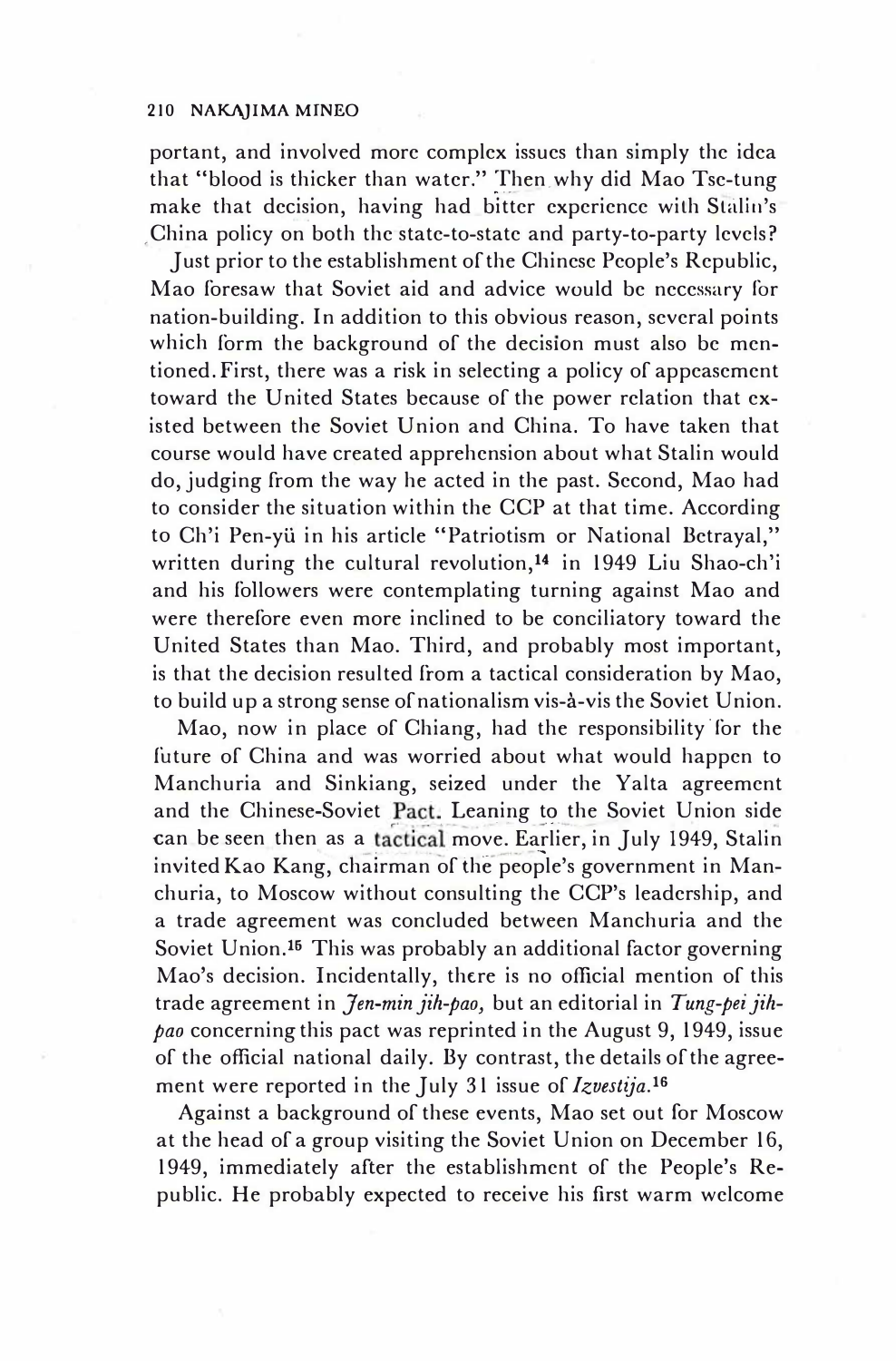portant, and involved more complex issues than simply the idea that "blood is thicker than water." Then why did Mao Tse-tung make that decision, having had bitter experience with Stalin's China policy on both the state-to-state and party-to-party levels?

Just prior to the establishment of the Chinese People's Republic, Mao foresaw that Soviet aid and advice would be necessary for nation-building. In addition to this obvious reason, several points which form the background of the decision must also be mentioned. First, there was a risk in selecting a policy of appeasement toward the United States because of the power relation that existed between the Soviet Union and China. To have taken that course would have created apprehension about what Stalin would do, judging from the way he acted in the past. Second, Mao had to consider the situation within the CCP at that time. According to Ch'i Pen-yü in his article "Patriotism or National Betrayal," written during the cultural revolution,[14] in 1949 Liu Shao-ch'i and his followers were contemplating turning against Mao and were therefore even more inclined to be conciliatory toward the United States than Mao. Third, and probably most important, is that the decision resulted from a tactical consideration by Mao, to build up a strong sense of nationalism vis-à-vis the Soviet Union.

Mao, now in place of Chiang, had the responsibility for the future of China and was worried about what would happen to Manchuria and Sinkiang, seized under the Yalta agreement and the Chinese-Soviet Pact. Leaning to the Soviet Union side can be seen then as a tactical move. Earlier, in July 1949, Stalin invited Kao Kang, chairman of the people's government in Manchuria, to Moscow without consulting the CCP's leadership, and a trade agreement was concluded between Manchuria and the Soviet Union.[15] This was probably an additional factor governing Mao's decision. Incidentally, there is no official mention of this trade agreement in *Jen-min jih-pao,* but an editorial in *Tung-pei jih-pao* concerning this pact was reprinted in the August 9, 1949, issue of the official national daily. By contrast, the details of the agreement were reported in the July 31 issue of *Izvestija.*[16]

Against a background of these events, Mao set out for Moscow at the head of a group visiting the Soviet Union on December 16, 1949, immediately after the establishment of the People's Republic. He probably expected to receive his first warm welcome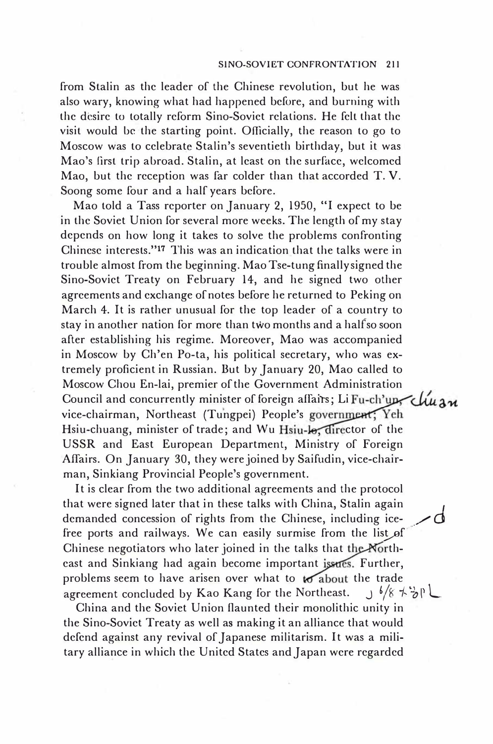from Stalin as the leader of the Chinese revolution, but he was also wary, knowing what had happened before, and burning with the desire to totally reform Sino-Soviet relations. He felt that the visit would be the starting point. Officially, the reason to go to Moscow was to celebrate Stalin's seventieth birthday, but it was Mao's first trip abroad. Stalin, at least on the surface, welcomed Mao, but the reception was far colder than that accorded T. V. Soong some four and a half years before.

Mao told a Tass reporter on January 2, 1950, "I expect to be in the Soviet Union for several more weeks. The length of my stay depends on how long it takes to solve the problems confronting Chinese interests."[17] This was an indication that the talks were in trouble almost from the beginning. Mao Tse-tung finally signed the Sino-Soviet Treaty on February 14, and he signed two other agreements and exchange of notes before he returned to Peking on March 4. It is rather unusual for the top leader of a country to stay in another nation for more than two months and a half so soon after establishing his regime. Moreover, Mao was accompanied in Moscow by Ch'en Po-ta, his political secretary, who was extremely proficient in Russian. But by January 20, Mao called to Moscow Chou En-lai, premier of the Government Administration Council and concurrently minister of foreign affairs; Li Fu-ch'un, vice-chairman, Northeast (Tungpei) People's government; Yeh Hsiu-chuang, minister of trade; and Wu Hsiu-lo, director of the USSR and East European Department, Ministry of Foreign Affairs. On January 30, they were joined by Saifudin, vice-chairman, Sinkiang Provincial People's government.

It is clear from the two additional agreements and the protocol that were signed later that in these talks with China, Stalin again demanded concession of rights from the Chinese, including ice-free ports and railways. We can easily surmise from the list of Chinese negotiators who later joined in the talks that the Northeast and Sinkiang had again become important issues. Further, problems seem to have arisen over what to to about the trade agreement concluded by Kao Kang for the Northeast.

China and the Soviet Union flaunted their monolithic unity in the Sino-Soviet Treaty as well as making it an alliance that would defend against any revival of Japanese militarism. It was a military alliance in which the United States and Japan were regarded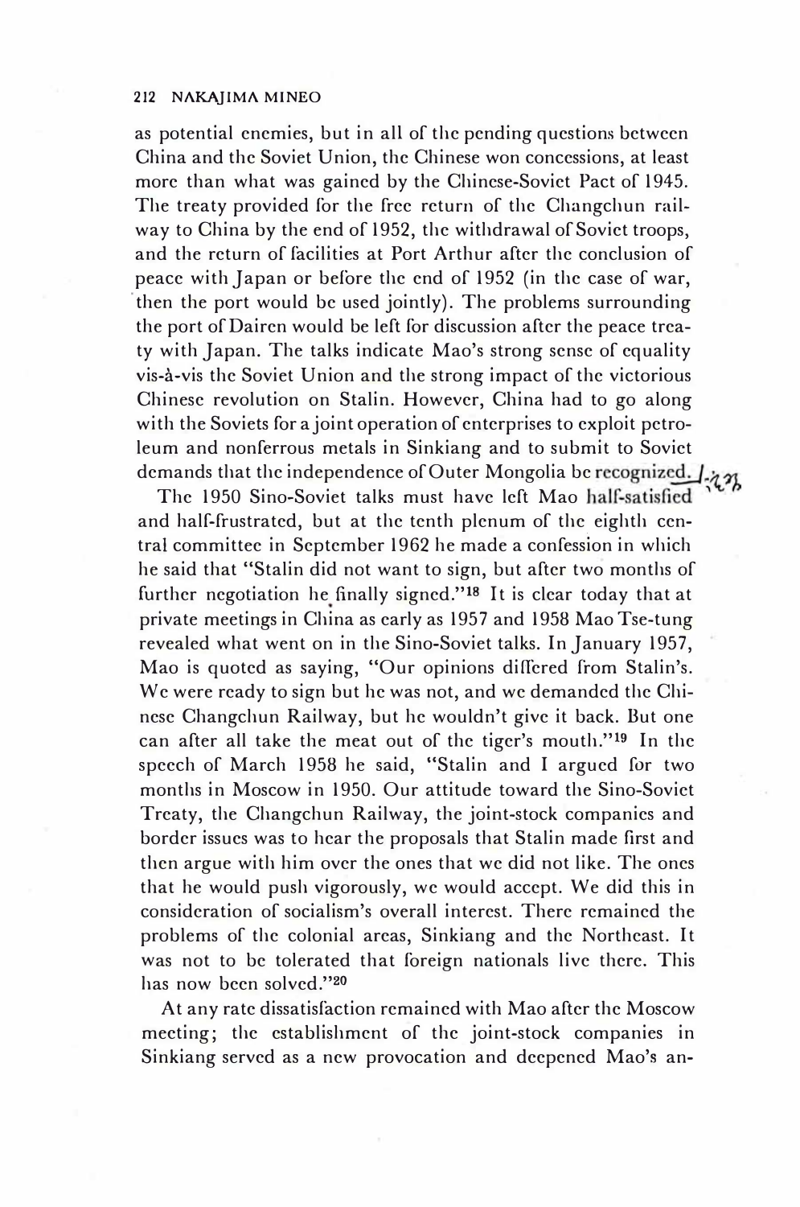as potential enemies, but in all of the pending questions between China and the Soviet Union, the Chinese won concessions, at least more than what was gained by the Chinese-Soviet Pact of 1945. The treaty provided for the free return of the Changchun railway to China by the end of 1952, the withdrawal of Soviet troops, and the return of facilities at Port Arthur after the conclusion of peace with Japan or before the end of 1952 (in the case of war, then the port would be used jointly). The problems surrounding the port of Dairen would be left for discussion after the peace treaty with Japan. The talks indicate Mao's strong sense of equality vis-à-vis the Soviet Union and the strong impact of the victorious Chinese revolution on Stalin. However, China had to go along with the Soviets for a joint operation of enterprises to exploit petroleum and nonferrous metals in Sinkiang and to submit to Soviet demands that the independence of Outer Mongolia be recognized.

The 1950 Sino-Soviet talks must have left Mao half-satisfied and half-frustrated, but at the tenth plenum of the eighth central committee in September 1962 he made a confession in which he said that "Stalin did not want to sign, but after two months of further negotiation he finally signed."[18] It is clear today that at private meetings in China as early as 1957 and 1958 Mao Tse-tung revealed what went on in the Sino-Soviet talks. In January 1957, Mao is quoted as saying, "Our opinions differed from Stalin's. We were ready to sign but he was not, and we demanded the Chinese Changchun Railway, but he wouldn't give it back. But one can after all take the meat out of the tiger's mouth."[19] In the speech of March 1958 he said, "Stalin and I argued for two months in Moscow in 1950. Our attitude toward the Sino-Soviet Treaty, the Changchun Railway, the joint-stock companies and border issues was to hear the proposals that Stalin made first and then argue with him over the ones that we did not like. The ones that he would push vigorously, we would accept. We did this in consideration of socialism's overall interest. There remained the problems of the colonial areas, Sinkiang and the Northeast. It was not to be tolerated that foreign nationals live there. This has now been solved."[20]

At any rate dissatisfaction remained with Mao after the Moscow meeting; the establishment of the joint-stock companies in Sinkiang served as a new provocation and deepened Mao's an-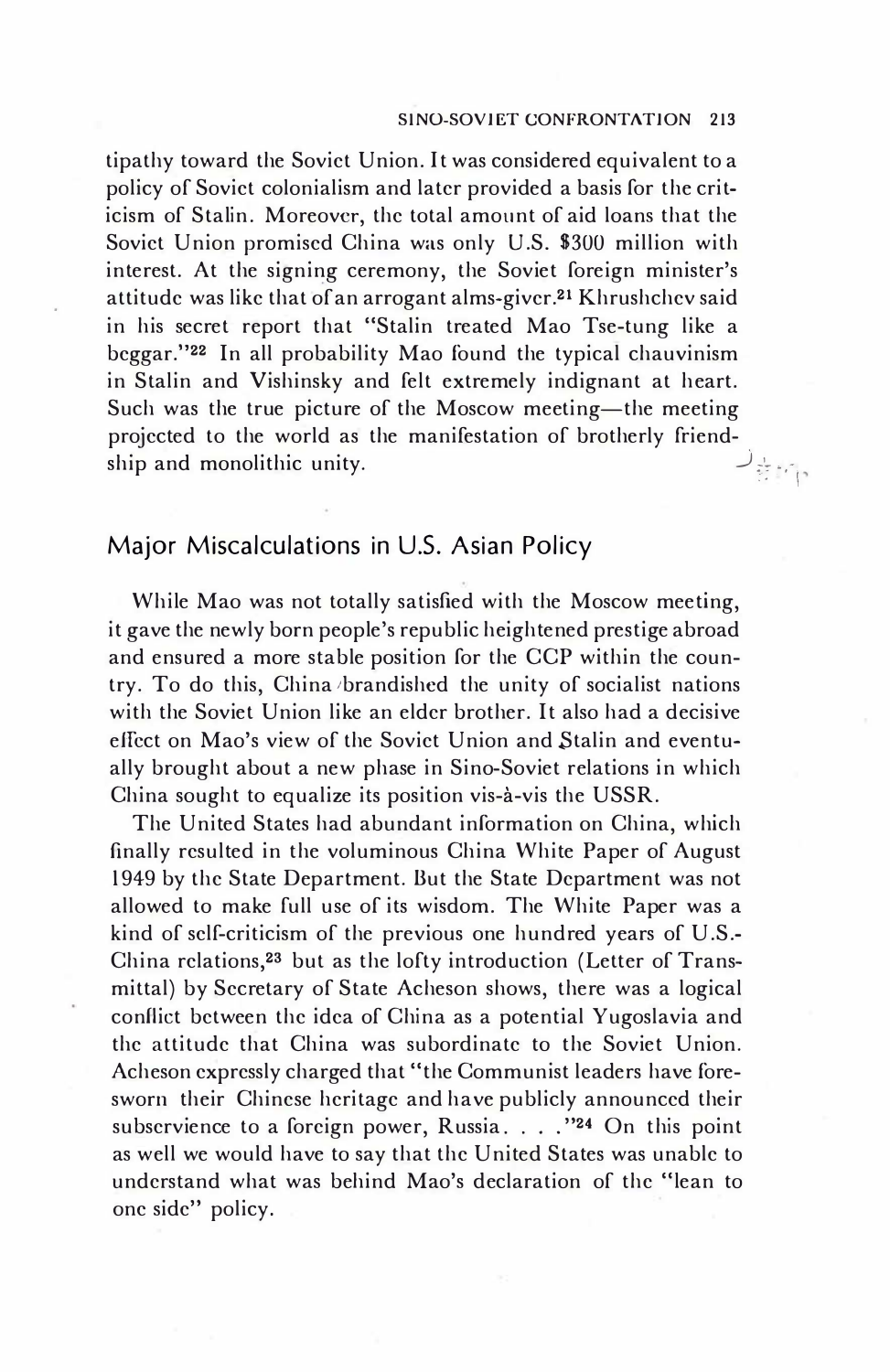tipathy toward the Soviet Union. It was considered equivalent to a policy of Soviet colonialism and later provided a basis for the criticism of Stalin. Moreover, the total amount of aid loans that the Soviet Union promised China was only U.S. $300 million with interest. At the signing ceremony, the Soviet foreign minister's attitude was like that of an arrogant alms-giver.[21] Khrushchev said in his secret report that "Stalin treated Mao Tse-tung like a beggar."[22] In all probability Mao found the typical chauvinism in Stalin and Vishinsky and felt extremely indignant at heart. Such was the true picture of the Moscow meeting—the meeting projected to the world as the manifestation of brotherly friendship and monolithic unity.

## Major Miscalculations in U.S. Asian Policy

While Mao was not totally satisfied with the Moscow meeting, it gave the newly born people's republic heightened prestige abroad and ensured a more stable position for the CCP within the country. To do this, China brandished the unity of socialist nations with the Soviet Union like an elder brother. It also had a decisive effect on Mao's view of the Soviet Union and Stalin and eventually brought about a new phase in Sino-Soviet relations in which China sought to equalize its position vis-à-vis the USSR.

The United States had abundant information on China, which finally resulted in the voluminous China White Paper of August 1949 by the State Department. But the State Department was not allowed to make full use of its wisdom. The White Paper was a kind of self-criticism of the previous one hundred years of U.S.-China relations,[23] but as the lofty introduction (Letter of Transmittal) by Secretary of State Acheson shows, there was a logical conflict between the idea of China as a potential Yugoslavia and the attitude that China was subordinate to the Soviet Union. Acheson expressly charged that "the Communist leaders have foresworn their Chinese heritage and have publicly announced their subservience to a foreign power, Russia. . . ."[24] On this point as well we would have to say that the United States was unable to understand what was behind Mao's declaration of the "lean to one side" policy.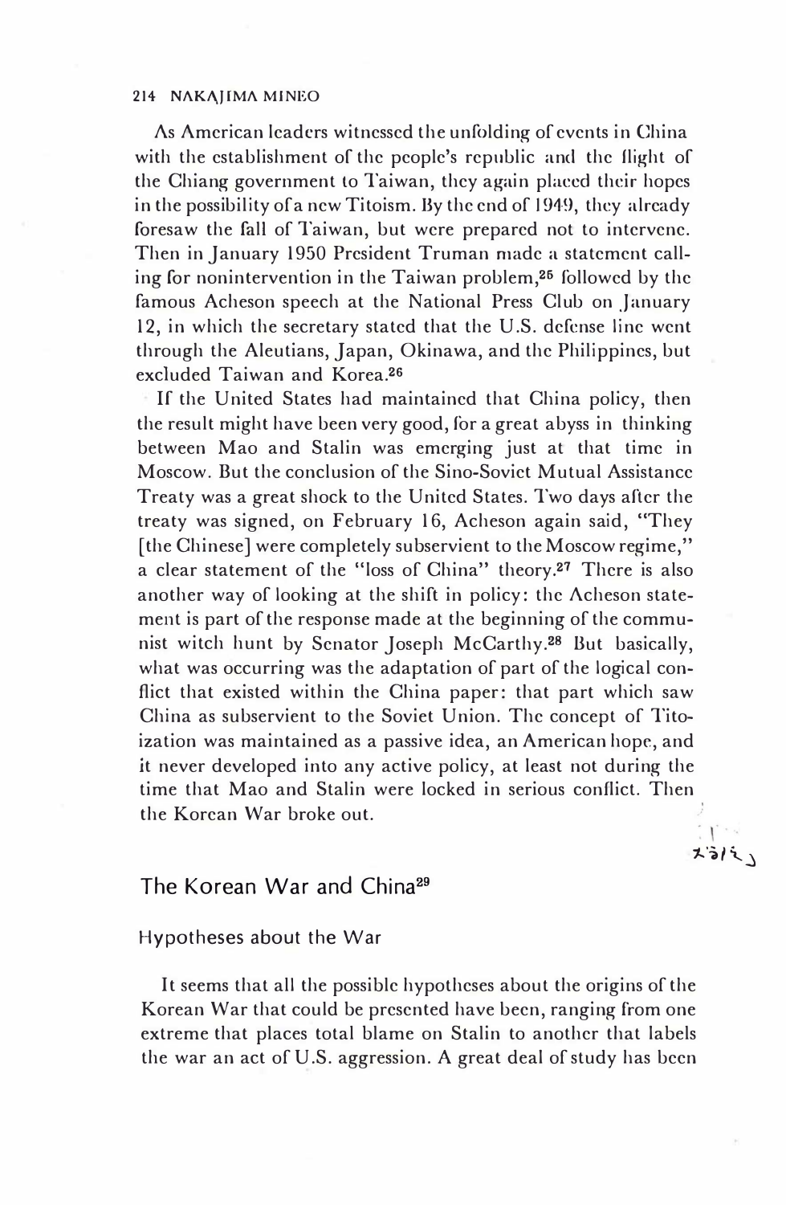As American leaders witnessed the unfolding of events in China with the establishment of the people's republic and the flight of the Chiang government to Taiwan, they again placed their hopes in the possibility of a new Titoism. By the end of 1949, they already foresaw the fall of Taiwan, but were prepared not to intervene. Then in January 1950 President Truman made a statement calling for nonintervention in the Taiwan problem,[25] followed by the famous Acheson speech at the National Press Club on January 12, in which the secretary stated that the U.S. defense line went through the Aleutians, Japan, Okinawa, and the Philippines, but excluded Taiwan and Korea.[26]

If the United States had maintained that China policy, then the result might have been very good, for a great abyss in thinking between Mao and Stalin was emerging just at that time in Moscow. But the conclusion of the Sino-Soviet Mutual Assistance Treaty was a great shock to the United States. Two days after the treaty was signed, on February 16, Acheson again said, "They [the Chinese] were completely subservient to the Moscow regime," a clear statement of the "loss of China" theory.[27] There is also another way of looking at the shift in policy: the Acheson statement is part of the response made at the beginning of the communist witch hunt by Senator Joseph McCarthy.[28] But basically, what was occurring was the adaptation of part of the logical conflict that existed within the China paper: that part which saw China as subservient to the Soviet Union. The concept of Titoization was maintained as a passive idea, an American hope, and it never developed into any active policy, at least not during the time that Mao and Stalin were locked in serious conflict. Then the Korean War broke out.

## The Korean War and China[29]

### Hypotheses about the War

It seems that all the possible hypotheses about the origins of the Korean War that could be presented have been, ranging from one extreme that places total blame on Stalin to another that labels the war an act of U.S. aggression. A great deal of study has been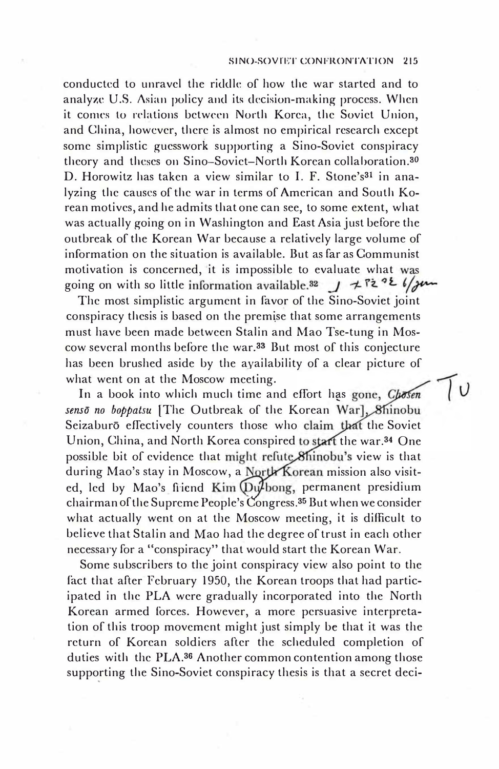conducted to unravel the riddle of how the war started and to analyze U.S. Asian policy and its decision-making process. When it comes to relations between North Korea, the Soviet Union, and China, however, there is almost no empirical research except some simplistic guesswork supporting a Sino-Soviet conspiracy theory and theses on Sino–Soviet–North Korean collaboration.[30] D. Horowitz has taken a view similar to I. F. Stone's[31] in analyzing the causes of the war in terms of American and South Korean motives, and he admits that one can see, to some extent, what was actually going on in Washington and East Asia just before the outbreak of the Korean War because a relatively large volume of information on the situation is available. But as far as Communist motivation is concerned, it is impossible to evaluate what was going on with so little information available.[32]

The most simplistic argument in favor of the Sino-Soviet joint conspiracy thesis is based on the premise that some arrangements must have been made between Stalin and Mao Tse-tung in Moscow several months before the war.[33] But most of this conjecture has been brushed aside by the availability of a clear picture of what went on at the Moscow meeting.

In a book into which much time and effort has gone, *Chōsen sensō no boppatsu* [The Outbreak of the Korean War], Shinobu Seizaburō effectively counters those who claim that the Soviet Union, China, and North Korea conspired to start the war.[34] One possible bit of evidence that might refute Shinobu's view is that during Mao's stay in Moscow, a North Korean mission also visited, led by Mao's friend Kim Du-bong, permanent presidium chairman of the Supreme People's Congress.[35] But when we consider what actually went on at the Moscow meeting, it is difficult to believe that Stalin and Mao had the degree of trust in each other necessary for a "conspiracy" that would start the Korean War.

Some subscribers to the joint conspiracy view also point to the fact that after February 1950, the Korean troops that had participated in the PLA were gradually incorporated into the North Korean armed forces. However, a more persuasive interpretation of this troop movement might just simply be that it was the return of Korean soldiers after the scheduled completion of duties with the PLA.[36] Another common contention among those supporting the Sino-Soviet conspiracy thesis is that a secret deci-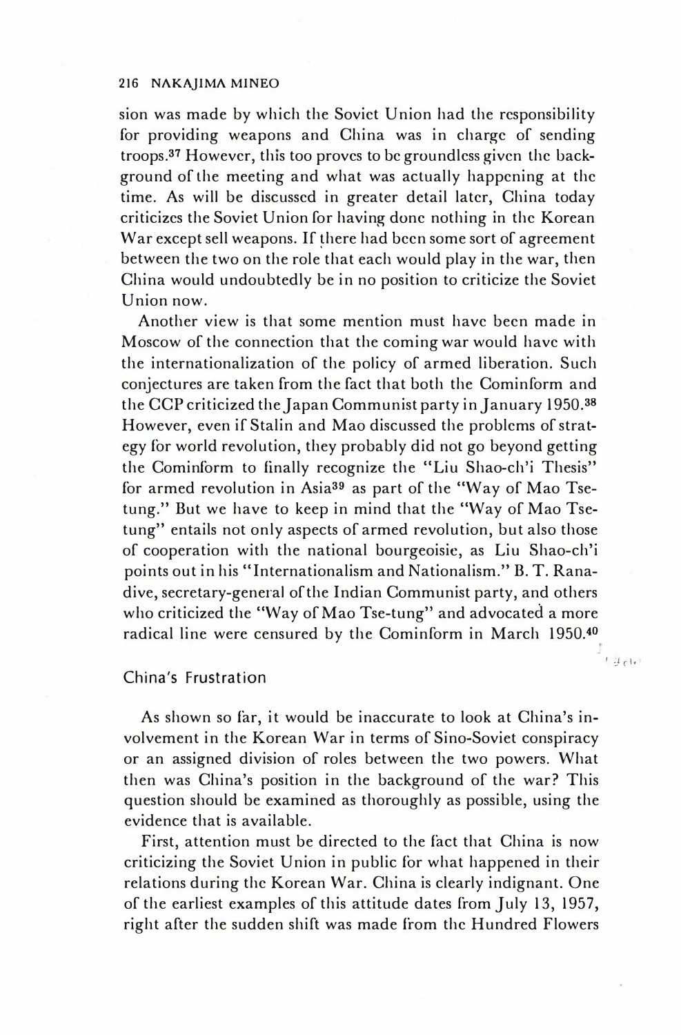sion was made by which the Soviet Union had the responsibility for providing weapons and China was in charge of sending troops.[37] However, this too proves to be groundless given the background of the meeting and what was actually happening at the time. As will be discussed in greater detail later, China today criticizes the Soviet Union for having done nothing in the Korean War except sell weapons. If there had been some sort of agreement between the two on the role that each would play in the war, then China would undoubtedly be in no position to criticize the Soviet Union now.

Another view is that some mention must have been made in Moscow of the connection that the coming war would have with the internationalization of the policy of armed liberation. Such conjectures are taken from the fact that both the Cominform and the CCP criticized the Japan Communist party in January 1950.[38] However, even if Stalin and Mao discussed the problems of strategy for world revolution, they probably did not go beyond getting the Cominform to finally recognize the "Liu Shao-ch'i Thesis" for armed revolution in Asia[39] as part of the "Way of Mao Tse-tung." But we have to keep in mind that the "Way of Mao Tse-tung" entails not only aspects of armed revolution, but also those of cooperation with the national bourgeoisie, as Liu Shao-ch'i points out in his "Internationalism and Nationalism." B. T. Ranadive, secretary-general of the Indian Communist party, and others who criticized the "Way of Mao Tse-tung" and advocated a more radical line were censured by the Cominform in March 1950.[40]

## China's Frustration

As shown so far, it would be inaccurate to look at China's involvement in the Korean War in terms of Sino-Soviet conspiracy or an assigned division of roles between the two powers. What then was China's position in the background of the war? This question should be examined as thoroughly as possible, using the evidence that is available.

First, attention must be directed to the fact that China is now criticizing the Soviet Union in public for what happened in their relations during the Korean War. China is clearly indignant. One of the earliest examples of this attitude dates from July 13, 1957, right after the sudden shift was made from the Hundred Flowers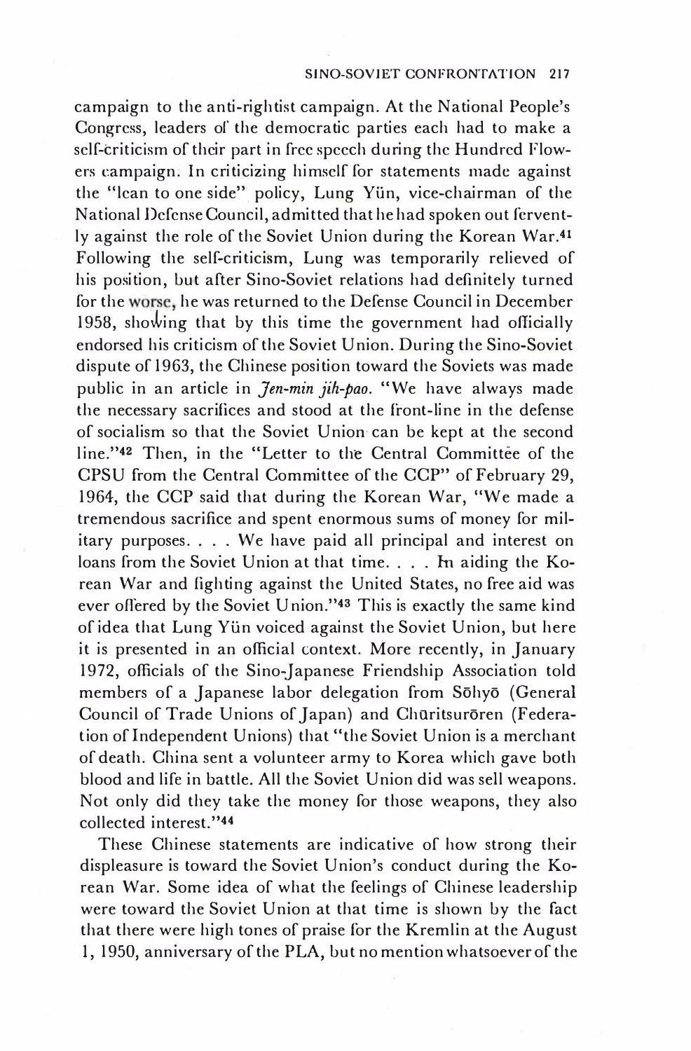campaign to the anti-rightist campaign. At the National People's Congress, leaders of the democratic parties each had to make a self-criticism of their part in free speech during the Hundred Flowers campaign. In criticizing himself for statements made against the "lean to one side" policy, Lung Yün, vice-chairman of the National Defense Council, admitted that he had spoken out fervently against the role of the Soviet Union during the Korean War.[41] Following the self-criticism, Lung was temporarily relieved of his position, but after Sino-Soviet relations had definitely turned for the worse, he was returned to the Defense Council in December 1958, showing that by this time the government had officially endorsed his criticism of the Soviet Union. During the Sino-Soviet dispute of 1963, the Chinese position toward the Soviets was made public in an article in *Jen-min jih-pao*. "We have always made the necessary sacrifices and stood at the front-line in the defense of socialism so that the Soviet Union can be kept at the second line."[42] Then, in the "Letter to the Central Committee of the CPSU from the Central Committee of the CCP" of February 29, 1964, the CCP said that during the Korean War, "We made a tremendous sacrifice and spent enormous sums of money for military purposes. . . . We have paid all principal and interest on loans from the Soviet Union at that time. . . . In aiding the Korean War and fighting against the United States, no free aid was ever offered by the Soviet Union."[43] This is exactly the same kind of idea that Lung Yün voiced against the Soviet Union, but here it is presented in an official context. More recently, in January 1972, officials of the Sino-Japanese Friendship Association told members of a Japanese labor delegation from Sōhyō (General Council of Trade Unions of Japan) and Chūritsurōren (Federation of Independent Unions) that "the Soviet Union is a merchant of death. China sent a volunteer army to Korea which gave both blood and life in battle. All the Soviet Union did was sell weapons. Not only did they take the money for those weapons, they also collected interest."[44]

These Chinese statements are indicative of how strong their displeasure is toward the Soviet Union's conduct during the Korean War. Some idea of what the feelings of Chinese leadership were toward the Soviet Union at that time is shown by the fact that there were high tones of praise for the Kremlin at the August 1, 1950, anniversary of the PLA, but no mention whatsoever of the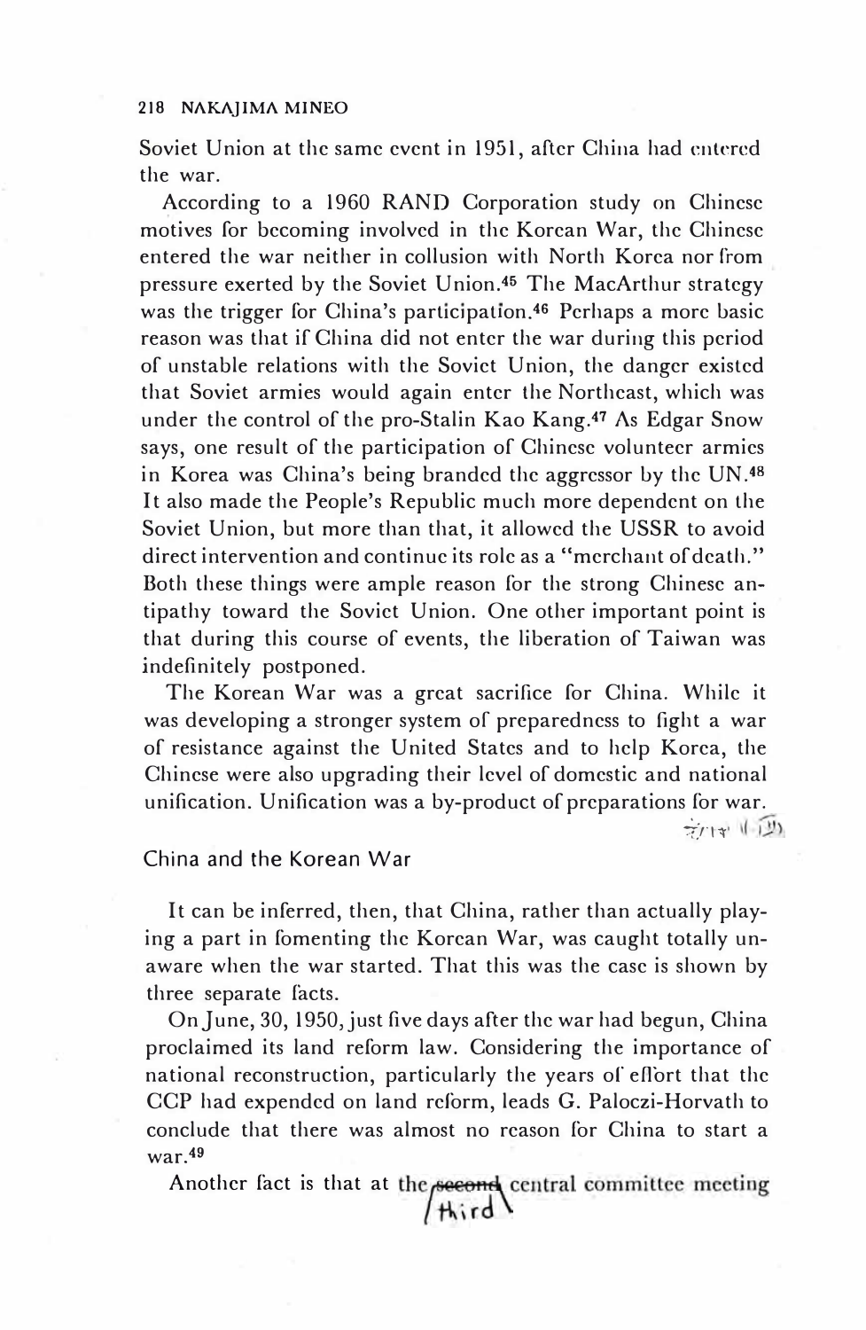Soviet Union at the same event in 1951, after China had entered the war.

According to a 1960 RAND Corporation study on Chinese motives for becoming involved in the Korean War, the Chinese entered the war neither in collusion with North Korea nor from pressure exerted by the Soviet Union.[45] The MacArthur strategy was the trigger for China's participation.[46] Perhaps a more basic reason was that if China did not enter the war during this period of unstable relations with the Soviet Union, the danger existed that Soviet armies would again enter the Northeast, which was under the control of the pro-Stalin Kao Kang.[47] As Edgar Snow says, one result of the participation of Chinese volunteer armies in Korea was China's being branded the aggressor by the UN.[48] It also made the People's Republic much more dependent on the Soviet Union, but more than that, it allowed the USSR to avoid direct intervention and continue its role as a "merchant of death." Both these things were ample reason for the strong Chinese antipathy toward the Soviet Union. One other important point is that during this course of events, the liberation of Taiwan was indefinitely postponed.

The Korean War was a great sacrifice for China. While it was developing a stronger system of preparedness to fight a war of resistance against the United States and to help Korea, the Chinese were also upgrading their level of domestic and national unification. Unification was a by-product of preparations for war.

## China and the Korean War

It can be inferred, then, that China, rather than actually playing a part in fomenting the Korean War, was caught totally unaware when the war started. That this was the case is shown by three separate facts.

On June, 30, 1950, just five days after the war had begun, China proclaimed its land reform law. Considering the importance of national reconstruction, particularly the years of effort that the CCP had expended on land reform, leads G. Paloczi-Horvath to conclude that there was almost no reason for China to start a war.[49]

Another fact is that at the ~~second~~ third central committee meeting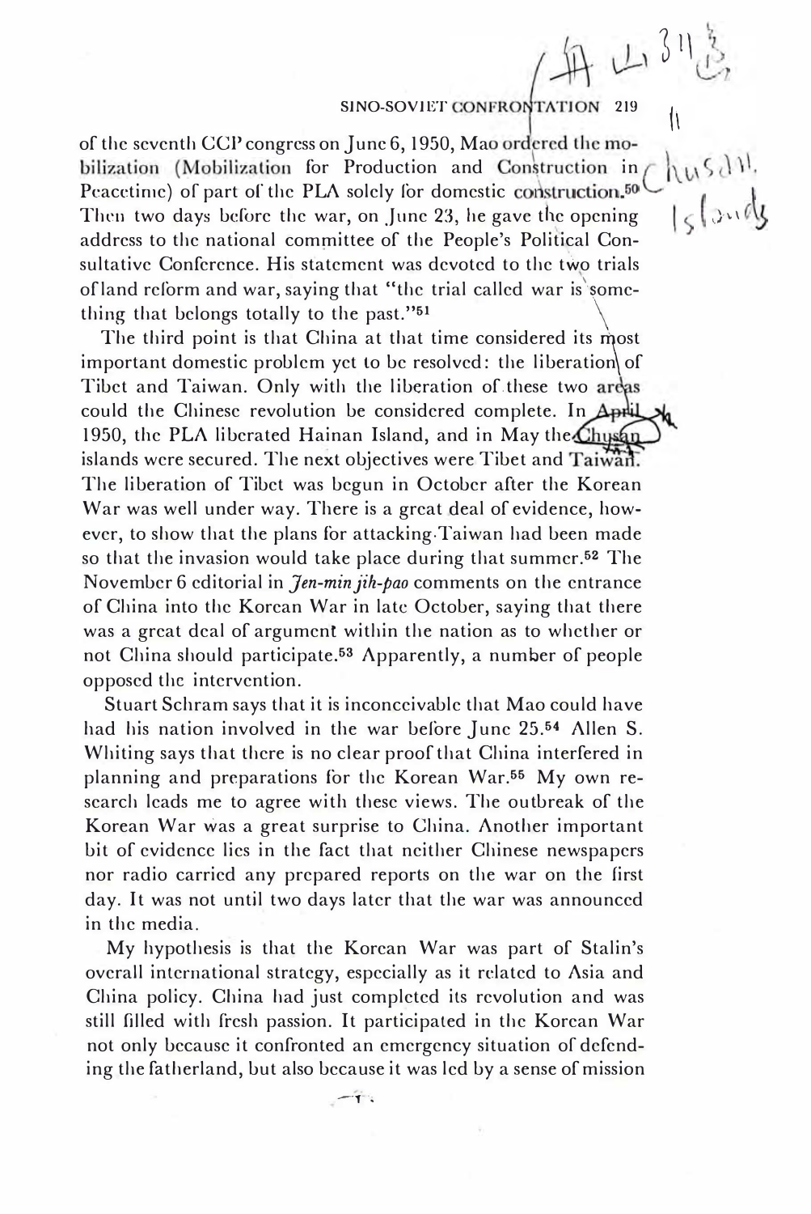of the seventh CCP congress on June 6, 1950, Mao ordered the mobilization (Mobilization for Production and Construction in Peacetime) of part of the PLA solely for domestic construction.[50] Then two days before the war, on June 23, he gave the opening address to the national committee of the People's Political Consultative Conference. His statement was devoted to the two trials of land reform and war, saying that "the trial called war is something that belongs totally to the past."[51]

The third point is that China at that time considered its most important domestic problem yet to be resolved: the liberation of Tibet and Taiwan. Only with the liberation of these two areas could the Chinese revolution be considered complete. In April 1950, the PLA liberated Hainan Island, and in May the Chusan islands were secured. The next objectives were Tibet and Taiwan. The liberation of Tibet was begun in October after the Korean War was well under way. There is a great deal of evidence, however, to show that the plans for attacking Taiwan had been made so that the invasion would take place during that summer.[52] The November 6 editorial in *Jen-min jih-pao* comments on the entrance of China into the Korean War in late October, saying that there was a great deal of argument within the nation as to whether or not China should participate.[53] Apparently, a number of people opposed the intervention.

Stuart Schram says that it is inconceivable that Mao could have had his nation involved in the war before June 25.[54] Allen S. Whiting says that there is no clear proof that China interfered in planning and preparations for the Korean War.[55] My own research leads me to agree with these views. The outbreak of the Korean War was a great surprise to China. Another important bit of evidence lies in the fact that neither Chinese newspapers nor radio carried any prepared reports on the war on the first day. It was not until two days later that the war was announced in the media.

My hypothesis is that the Korean War was part of Stalin's overall international strategy, especially as it related to Asia and China policy. China had just completed its revolution and was still filled with fresh passion. It participated in the Korean War not only because it confronted an emergency situation of defending the fatherland, but also because it was led by a sense of mission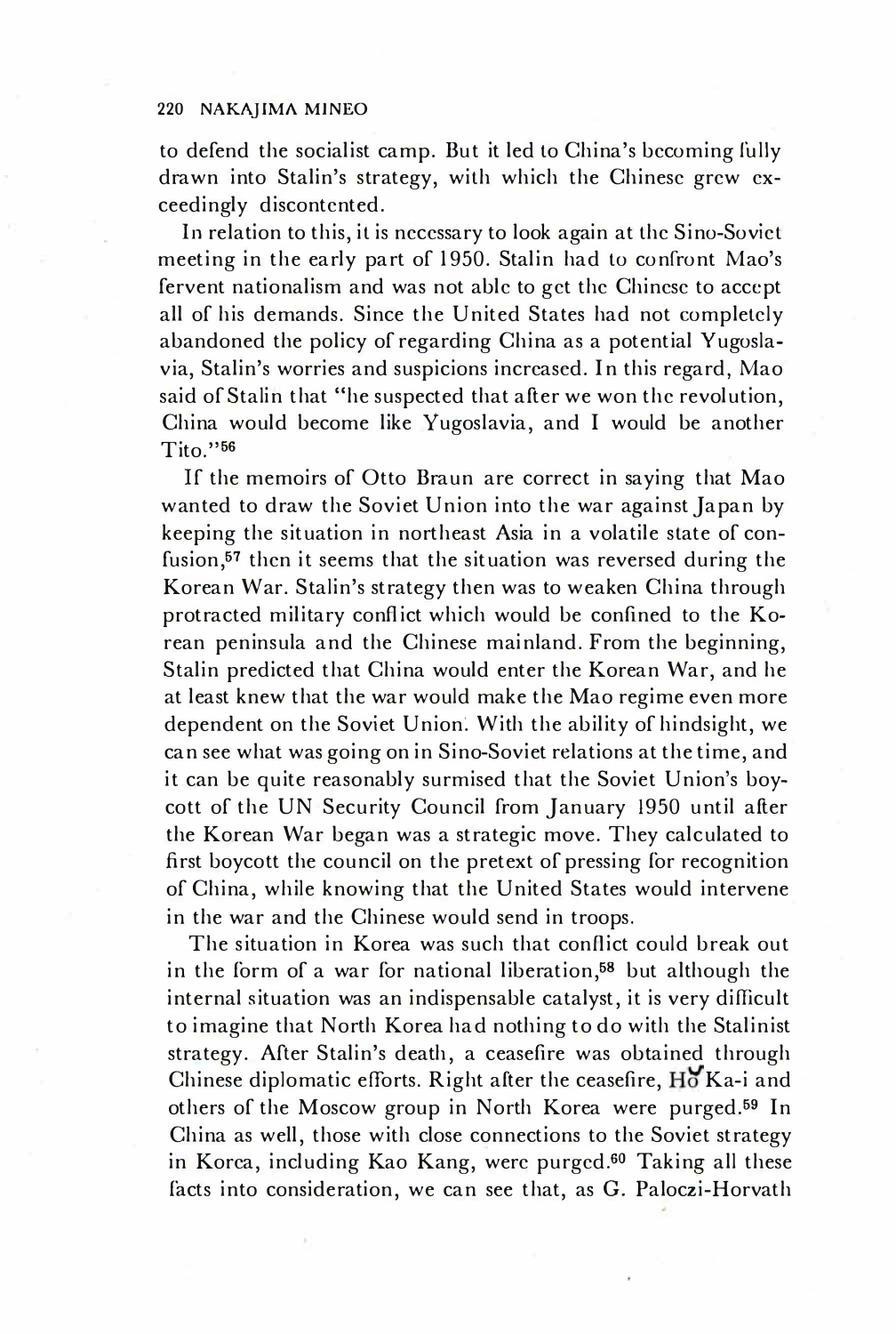to defend the socialist camp. But it led to China's becoming fully drawn into Stalin's strategy, with which the Chinese grew exceedingly discontented.

In relation to this, it is necessary to look again at the Sino-Soviet meeting in the early part of 1950. Stalin had to confront Mao's fervent nationalism and was not able to get the Chinese to accept all of his demands. Since the United States had not completely abandoned the policy of regarding China as a potential Yugoslavia, Stalin's worries and suspicions increased. In this regard, Mao said of Stalin that "he suspected that after we won the revolution, China would become like Yugoslavia, and I would be another Tito."[56]

If the memoirs of Otto Braun are correct in saying that Mao wanted to draw the Soviet Union into the war against Japan by keeping the situation in northeast Asia in a volatile state of confusion,[57] then it seems that the situation was reversed during the Korean War. Stalin's strategy then was to weaken China through protracted military conflict which would be confined to the Korean peninsula and the Chinese mainland. From the beginning, Stalin predicted that China would enter the Korean War, and he at least knew that the war would make the Mao regime even more dependent on the Soviet Union. With the ability of hindsight, we can see what was going on in Sino-Soviet relations at the time, and it can be quite reasonably surmised that the Soviet Union's boycott of the UN Security Council from January 1950 until after the Korean War began was a strategic move. They calculated to first boycott the council on the pretext of pressing for recognition of China, while knowing that the United States would intervene in the war and the Chinese would send in troops.

The situation in Korea was such that conflict could break out in the form of a war for national liberation,[58] but although the internal situation was an indispensable catalyst, it is very difficult to imagine that North Korea had nothing to do with the Stalinist strategy. After Stalin's death, a ceasefire was obtained through Chinese diplomatic efforts. Right after the ceasefire, Hŏ Ka-i and others of the Moscow group in North Korea were purged.[59] In China as well, those with close connections to the Soviet strategy in Korea, including Kao Kang, were purged.[60] Taking all these facts into consideration, we can see that, as G. Paloczi-Horvath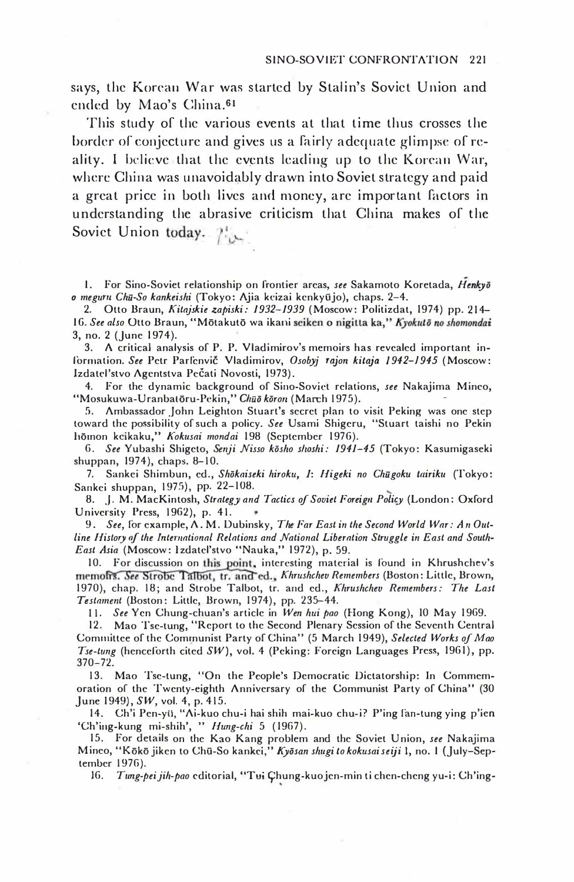says, the Korean War was started by Stalin's Soviet Union and ended by Mao's China.[61]

This study of the various events at that time thus crosses the border of conjecture and gives us a fairly adequate glimpse of reality. I believe that the events leading up to the Korean War, where China was unavoidably drawn into Soviet strategy and paid a great price in both lives and money, are important factors in understanding the abrasive criticism that China makes of the Soviet Union today.

1. For Sino-Soviet relationship on frontier areas, *see* Sakamoto Koretada, *Henkyō o meguru Chū-So kankeishi* (Tokyo: Ajia keizai kenkyūjo), chaps. 2–4.

2. Otto Braun, *Kitajskie zapiski: 1932–1939* (Moscow: Politizdat, 1974) pp. 214–16. *See also* Otto Braun, "Mōtakutō wa ikani seiken o nigitta ka," *Kyokutō no shomondai* 3, no. 2 (June 1974).

3. A critical analysis of P. P. Vladimirov's memoirs has revealed important information. *See* Petr Parfenvič Vladimirov, *Osobyj rajon kitaja 1942–1945* (Moscow: Izdatel'stvo Agentstva Pečati Novosti, 1973).

4. For the dynamic background of Sino-Soviet relations, *see* Nakajima Mineo, "Mosukuwa-Uranbatōru-Pekin," *Chūō kōron* (March 1975).

5. Ambassador John Leighton Stuart's secret plan to visit Peking was one step toward the possibility of such a policy. *See* Usami Shigeru, "Stuart taishi no Pekin hōmon keikaku," *Kokusai mondai* 198 (September 1976).

6. *See* Yubashi Shigeto, *Senji Nisso kōsho shoshi: 1941–45* (Tokyo: Kasumigaseki shuppan, 1974), chaps. 8–10.

7. Sankei Shimbun, ed., *Shōkaiseki hiroku, 1: Higeki no Chūgoku tairiku* (Tokyo: Sankei shuppan, 1975), pp. 22–108.

8. J. M. MacKintosh, *Strategy and Tactics of Soviet Foreign Policy* (London: Oxford University Press, 1962), p. 41.

9. *See*, for example, A. M. Dubinsky, *The Far East in the Second World War: An Outline History of the International Relations and National Liberation Struggle in East and South-East Asia* (Moscow: Izdatel'stvo "Nauka," 1972), p. 59.

10. For discussion on this point, interesting material is found in Khrushchev's memoirs. *See* Strobe Talbot, tr. and ed., *Khrushchev Remembers* (Boston: Little, Brown, 1970), chap. 18; and Strobe Talbot, tr. and ed., *Khrushchev Remembers: The Last Testament* (Boston: Little, Brown, 1974), pp. 235–44.

11. *See* Yen Chung-chuan's article in *Wen hui pao* (Hong Kong), 10 May 1969.

12. Mao Tse-tung, "Report to the Second Plenary Session of the Seventh Central Committee of the Communist Party of China" (5 March 1949), *Selected Works of Mao Tse-tung* (henceforth cited *SW*), vol. 4 (Peking: Foreign Languages Press, 1961), pp. 370–72.

13. Mao Tse-tung, "On the People's Democratic Dictatorship: In Commemoration of the Twenty-eighth Anniversary of the Communist Party of China" (30 June 1949), *SW*, vol. 4, p. 415.

14. Ch'i Pen-yü, "Ai-kuo chu-i hai shih mai-kuo chu-i? P'ing fan-tung ying p'ien 'Ch'ing-kung mi-shih'," *Hung-chi* 5 (1967).

15. For details on the Kao Kang problem and the Soviet Union, *see* Nakajima Mineo, "Kōkō jiken to Chū-So kankei," *Kyōsan shugi to kokusai seiji* 1, no. 1 (July–September 1976).

16. *Tung-pei jih-pao* editorial, "Tui Chung-kuo jen-min ti chen-cheng yu-i: Ch'ing-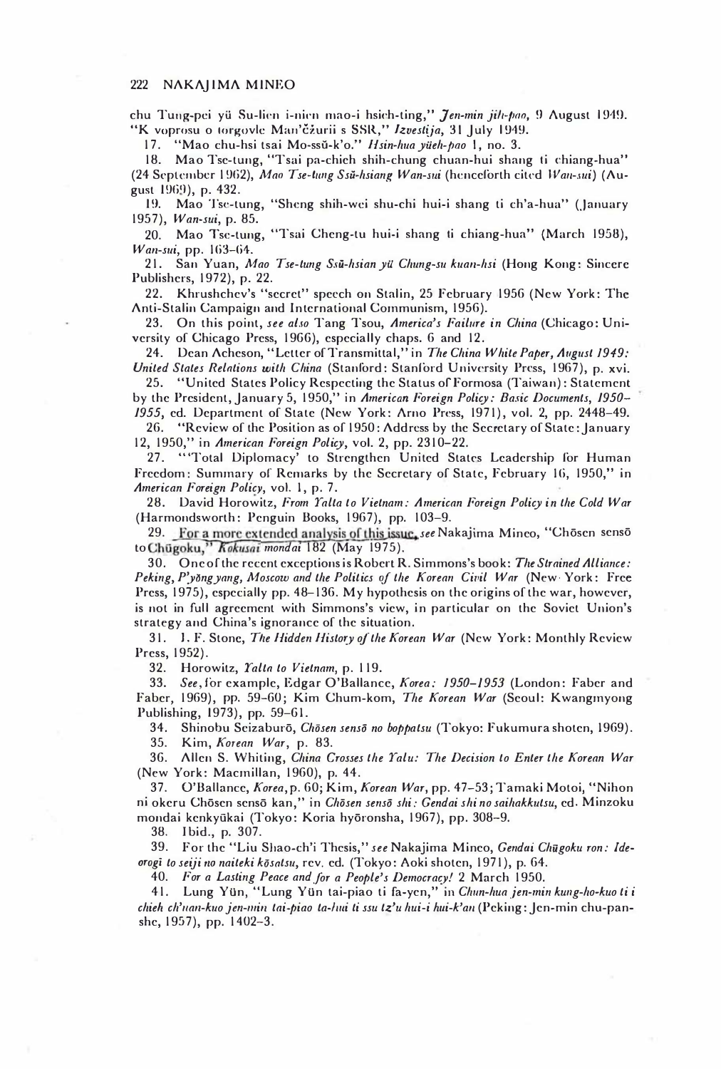chu Tung-pei yü Su-lien i-nien mao-i hsieh-ting," *Jen-min jih-pao*, 9 August 1949. "K voprosu o torgovle Man'čžurii s SSR," *Izvestija*, 31 July 1949.

17. "Mao chu-hsi tsai Mo-ssŭ-k'o." *Hsin-hua yüeh-pao* 1, no. 3.

18. Mao Tse-tung, "Tsai pa-chieh shih-chung chuan-hui shang ti chiang-hua" (24 September 1962), *Mao Tse-tung Ssŭ-hsiang Wan-sui* (henceforth cited *Wan-sui*) (August 1969), p. 432.

19. Mao Tse-tung, "Sheng shih-wei shu-chi hui-i shang ti ch'a-hua" (January 1957), *Wan-sui*, p. 85.

20. Mao Tse-tung, "Tsai Cheng-tu hui-i shang ti chiang-hua" (March 1958), *Wan-sui*, pp. 163–64.

21. San Yuan, *Mao Tse-tung Ssŭ-hsian yü Chung-su kuan-hsi* (Hong Kong: Sincere Publishers, 1972), p. 22.

22. Khrushchev's "secret" speech on Stalin, 25 February 1956 (New York: The Anti-Stalin Campaign and International Communism, 1956).

23. On this point, *see also* Tang Tsou, *America's Failure in China* (Chicago: University of Chicago Press, 1966), especially chaps. 6 and 12.

24. Dean Acheson, "Letter of Transmittal," in *The China White Paper, August 1949: United States Relations with China* (Stanford: Stanford University Press, 1967), p. xvi.

25. "United States Policy Respecting the Status of Formosa (Taiwan): Statement by the President, January 5, 1950," in *American Foreign Policy: Basic Documents, 1950–1955*, ed. Department of State (New York: Arno Press, 1971), vol. 2, pp. 2448–49.

26. "Review of the Position as of 1950: Address by the Secretary of State: January 12, 1950," in *American Foreign Policy*, vol. 2, pp. 2310–22.

27. "'Total Diplomacy' to Strengthen United States Leadership for Human Freedom: Summary of Remarks by the Secretary of State, February 16, 1950," in *American Foreign Policy*, vol. 1, p. 7.

28. David Horowitz, *From Yalta to Vietnam: American Foreign Policy in the Cold War* (Harmondsworth: Penguin Books, 1967), pp. 103–9.

29. For a more extended analysis of this issue, *see* Nakajima Mineo, "Chōsen sensō to Chūgoku," *Kokusai mondai* 182 (May 1975).

30. One of the recent exceptions is Robert R. Simmons's book: *The Strained Alliance: Peking, P'yŏngyang, Moscow and the Politics of the Korean Civil War* (New York: Free Press, 1975), especially pp. 48–136. My hypothesis on the origins of the war, however, is not in full agreement with Simmons's view, in particular on the Soviet Union's strategy and China's ignorance of the situation.

31. I. F. Stone, *The Hidden History of the Korean War* (New York: Monthly Review Press, 1952).

32. Horowitz, *Yalta to Vietnam*, p. 119.

33. *See*, for example, Edgar O'Ballance, *Korea: 1950–1953* (London: Faber and Faber, 1969), pp. 59–60; Kim Chum-kom, *The Korean War* (Seoul: Kwangmyong Publishing, 1973), pp. 59–61.

34. Shinobu Seizaburō, *Chōsen sensō no boppatsu* (Tokyo: Fukumura shoten, 1969).

35. Kim, *Korean War*, p. 83.

36. Allen S. Whiting, *China Crosses the Yalu: The Decision to Enter the Korean War* (New York: Macmillan, 1960), p. 44.

37. O'Ballance, *Korea*, p. 60; Kim, *Korean War*, pp. 47–53; Tamaki Motoi, "Nihon ni okeru Chōsen sensō kan," in *Chōsen sensō shi: Gendai shi no saihakkutsu*, ed. Minzoku mondai kenkyūkai (Tokyo: Koria hyōronsha, 1967), pp. 308–9.

38. Ibid., p. 307.

39. For the "Liu Shao-ch'i Thesis," *see* Nakajima Mineo, *Gendai Chūgoku ron: Ideorogi to seiji no naiteki kōsatsu*, rev. ed. (Tokyo: Aoki shoten, 1971), p. 64.

40. *For a Lasting Peace and for a People's Democracy!* 2 March 1950.

41. Lung Yün, "Lung Yün tai-piao ti fa-yen," in *Chun-hua jen-min kung-ho-kuo ti i chieh ch'uan-kuo jen-min tai-piao ta-hui ti ssu tz'u hui-i hui-k'an* (Peking: Jen-min chu-panshe, 1957), pp. 1402–3.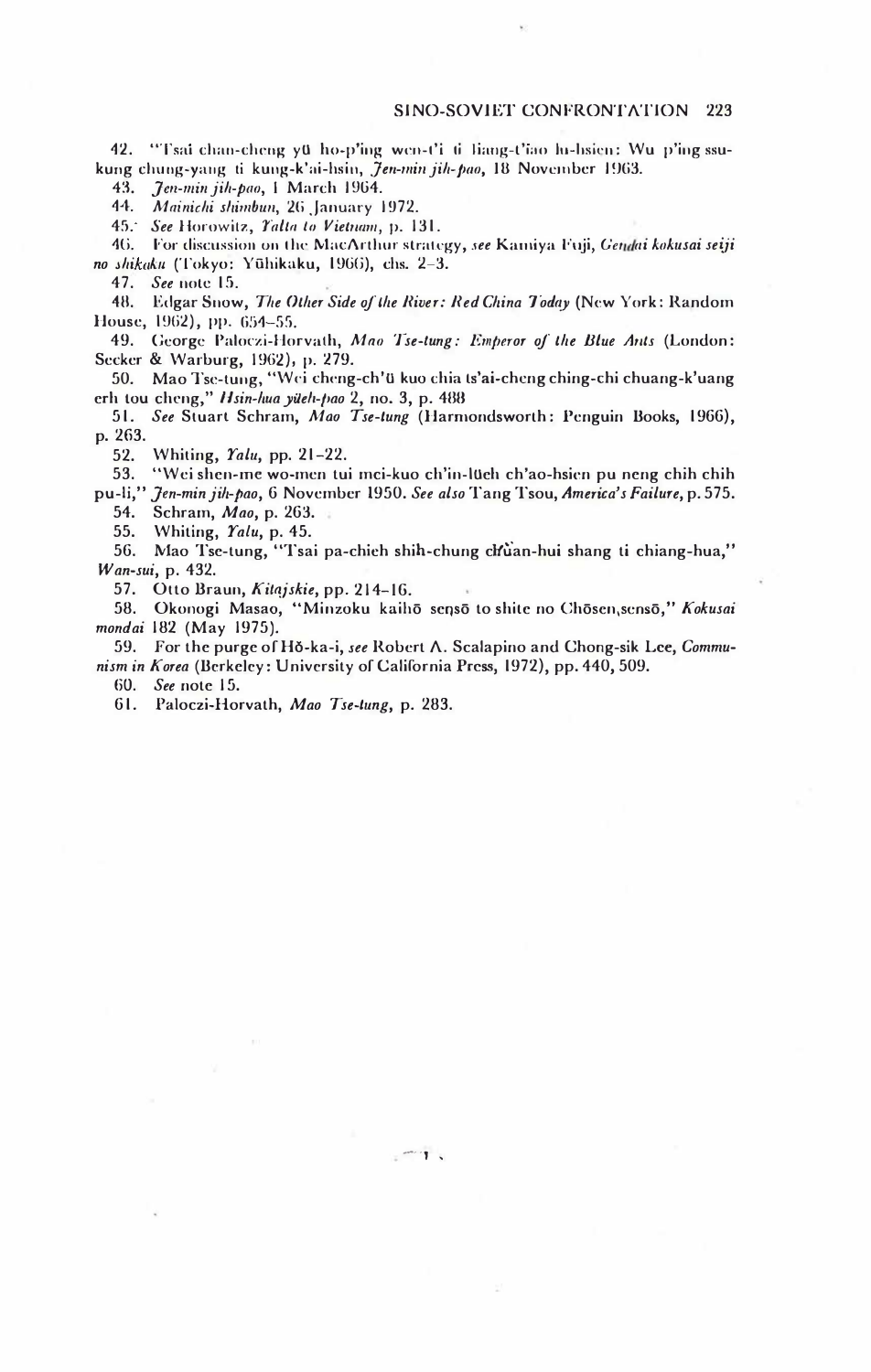42. "Tsai chan-cheng yü ho-p'ing wen-t'i ti liang-t'iao lu-hsien: Wu p'ing ssu-kung chung-yang ti kung-k'ai-hsin, *Jen-min jih-pao*, 18 November 1963.

43. *Jen-min jih-pao*, 1 March 1964.

44. *Mainichi shimbun*, 26 January 1972.

45. *See* Horowitz, *Yalta to Vietnam*, p. 131.

46. For discussion on the MacArthur strategy, *see* Kamiya Fuji, *Gendai kokusai seiji no shikaku* (Tokyo: Yūhikaku, 1966), chs. 2–3.

47. *See* note 15.

48. Edgar Snow, *The Other Side of the River: Red China Today* (New York: Random House, 1962), pp. 654–55.

49. George Paloczi-Horvath, *Mao Tse-tung: Emperor of the Blue Ants* (London: Secker & Warburg, 1962), p. 279.

50. Mao Tse-tung, "Wei cheng-ch'ü kuo chia ts'ai-cheng ching-chi chuang-k'uang erh tou cheng," *Hsin-hua yüeh-pao* 2, no. 3, p. 488

51. *See* Stuart Schram, *Mao Tse-tung* (Harmondsworth: Penguin Books, 1966), p. 263.

52. Whiting, *Yalu*, pp. 21–22.

53. "Wei shen-me wo-men tui mei-kuo ch'in-lüeh ch'ao-hsien pu neng chih chih pu-li," *Jen-min jih-pao*, 6 November 1950. *See also* Tang Tsou, *America's Failure*, p. 575.

54. Schram, *Mao*, p. 263.

55. Whiting, *Yalu*, p. 45.

56. Mao Tse-tung, "Tsai pa-chieh shih-chung ch'üan-hui shang ti chiang-hua," *Wan-sui*, p. 432.

57. Otto Braun, *Kitajskie*, pp. 214–16.

58. Okonogi Masao, "Minzoku kaihō sensō to shite no Chōsen sensō," *Kokusai mondai* 182 (May 1975).

59. For the purge of Hŏ-ka-i, *see* Robert A. Scalapino and Chong-sik Lee, *Communism in Korea* (Berkeley: University of California Press, 1972), pp. 440, 509.

60. *See* note 15.

61. Paloczi-Horvath, *Mao Tse-tung*, p. 283.